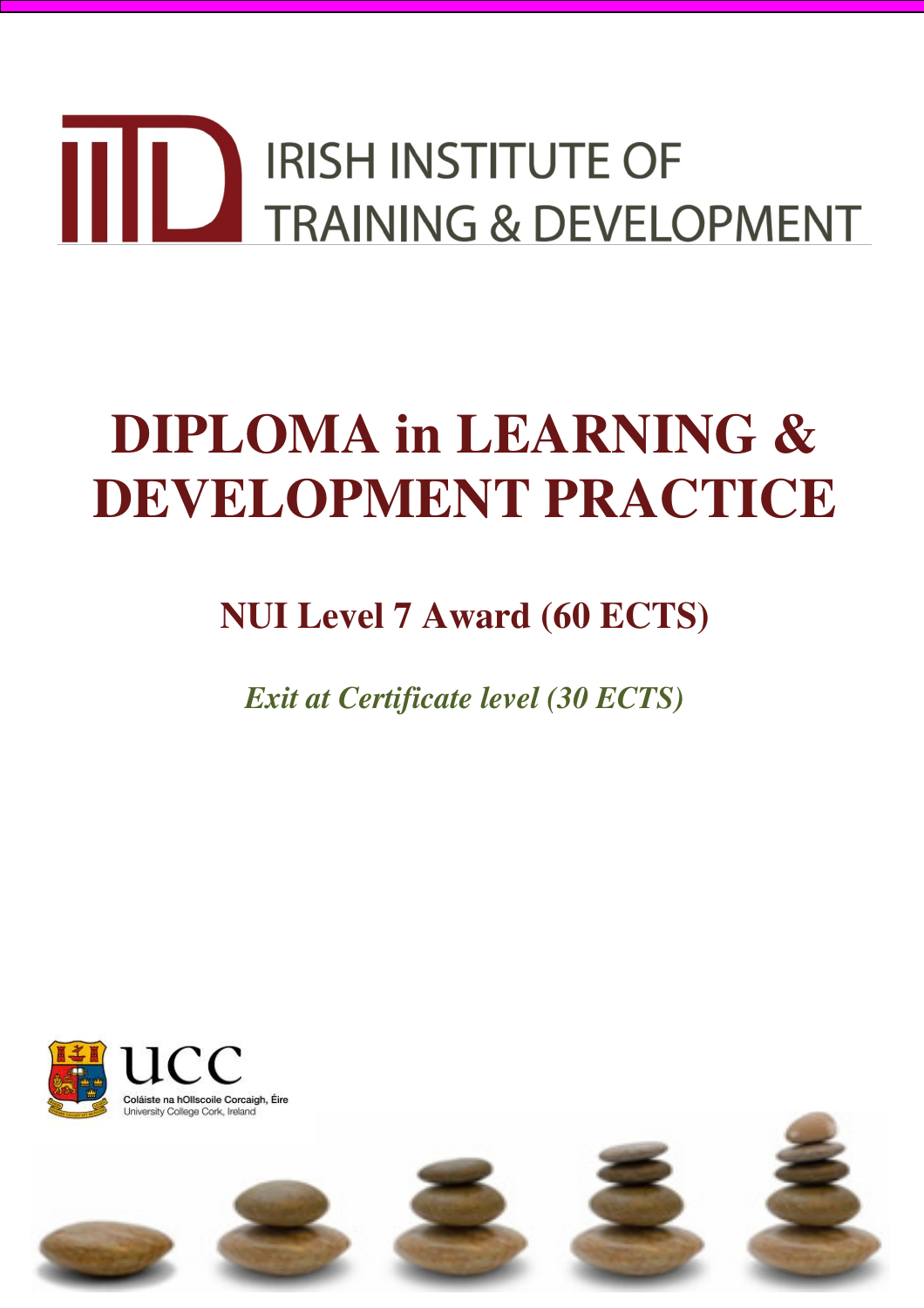IRISH INSTITUTE OF TRAINING & DEVELOPMENT

# DIPLOMA in LEARNING & DEVELOPMENT PRACTICE

## NUI Level 7 Award (60 ECTS)

*Exit at Certificate level (30 ECTS)*

UCC

Coláiste na hOllscoile Corcaigh, Éire

University College Cork, Ireland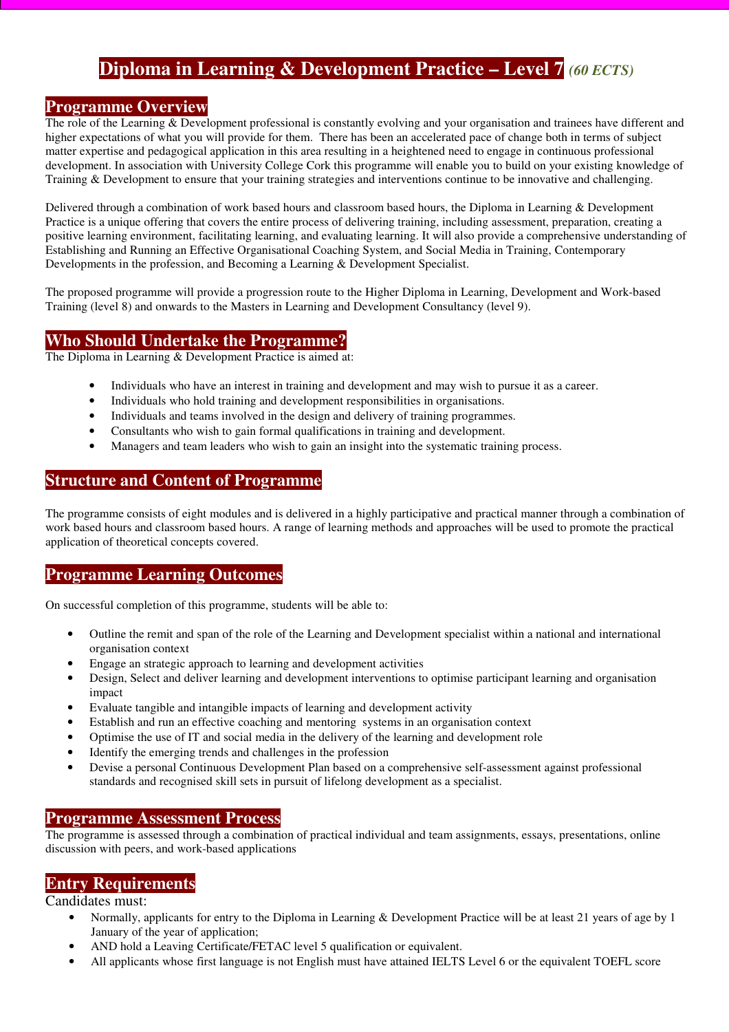# Diploma in Learning & Development Practice – Level 7 *(60 ECTS)*

## Programme Overview

The role of the Learning & Development professional is constantly evolving and your organisation and trainees have different and higher expectations of what you will provide for them. There has been an accelerated pace of change both in terms of subject matter expertise and pedagogical application in this area resulting in a heightened need to engage in continuous professional development. In association with University College Cork this programme will enable you to build on your existing knowledge of Training & Development to ensure that your training strategies and interventions continue to be innovative and challenging.

Delivered through a combination of work based hours and classroom based hours, the Diploma in Learning & Development Practice is a unique offering that covers the entire process of delivering training, including assessment, preparation, creating a positive learning environment, facilitating learning, and evaluating learning. It will also provide a comprehensive understanding of Establishing and Running an Effective Organisational Coaching System, and Social Media in Training, Contemporary Developments in the profession, and Becoming a Learning & Development Specialist.

The proposed programme will provide a progression route to the Higher Diploma in Learning, Development and Work-based Training (level 8) and onwards to the Masters in Learning and Development Consultancy (level 9).

## Who Should Undertake the Programme?

The Diploma in Learning & Development Practice is aimed at:

- Individuals who have an interest in training and development and may wish to pursue it as a career.
- Individuals who hold training and development responsibilities in organisations.
- Individuals and teams involved in the design and delivery of training programmes.
- Consultants who wish to gain formal qualifications in training and development.
- Managers and team leaders who wish to gain an insight into the systematic training process.

## Structure and Content of Programme

The programme consists of eight modules and is delivered in a highly participative and practical manner through a combination of work based hours and classroom based hours. A range of learning methods and approaches will be used to promote the practical application of theoretical concepts covered.

## Programme Learning Outcomes

On successful completion of this programme, students will be able to:

- Outline the remit and span of the role of the Learning and Development specialist within a national and international organisation context
- Engage an strategic approach to learning and development activities
- Design, Select and deliver learning and development interventions to optimise participant learning and organisation impact
- Evaluate tangible and intangible impacts of learning and development activity
- Establish and run an effective coaching and mentoring systems in an organisation context
- Optimise the use of IT and social media in the delivery of the learning and development role
- Identify the emerging trends and challenges in the profession
- Devise a personal Continuous Development Plan based on a comprehensive self-assessment against professional standards and recognised skill sets in pursuit of lifelong development as a specialist.

## Programme Assessment Process

The programme is assessed through a combination of practical individual and team assignments, essays, presentations, online discussion with peers, and work-based applications

## Entry Requirements

Candidates must:

- Normally, applicants for entry to the Diploma in Learning & Development Practice will be at least 21 years of age by 1 January of the year of application;
- AND hold a Leaving Certificate/FETAC level 5 qualification or equivalent.
- All applicants whose first language is not English must have attained IELTS Level 6 or the equivalent TOEFL score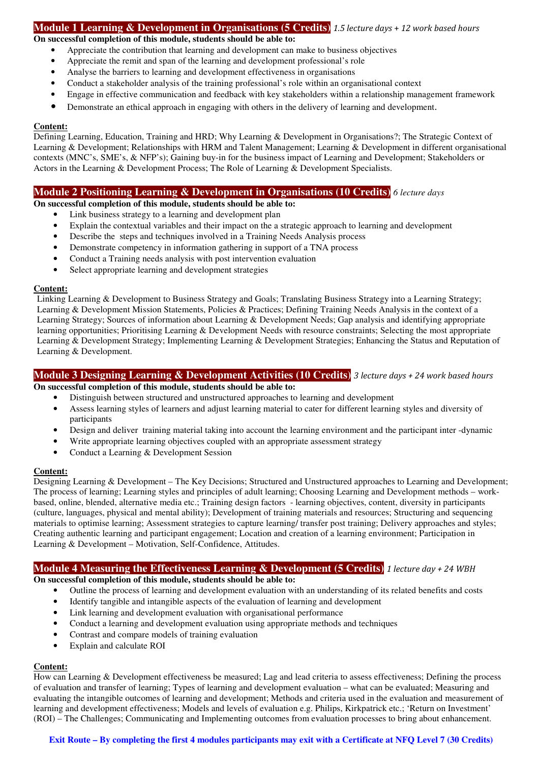## Module 1 Learning & Development in Organisations (5 Credits) *1.5 lecture days + 12 work based hours*

**On successful completion of this module, students should be able to:**

- Appreciate the contribution that learning and development can make to business objectives
- Appreciate the remit and span of the learning and development professional's role
- Analyse the barriers to learning and development effectiveness in organisations
- Conduct a stakeholder analysis of the training professional's role within an organisational context
- Engage in effective communication and feedback with key stakeholders within a relationship management framework
- Demonstrate an ethical approach in engaging with others in the delivery of learning and development.

**Content:**

Defining Learning, Education, Training and HRD; Why Learning & Development in Organisations?; The Strategic Context of Learning & Development; Relationships with HRM and Talent Management; Learning & Development in different organisational contexts (MNC's, SME's, & NFP's); Gaining buy-in for the business impact of Learning and Development; Stakeholders or Actors in the Learning & Development Process; The Role of Learning & Development Specialists.

## Module 2 Positioning Learning & Development in Organisations (10 Credits) *6 lecture days*

**On successful completion of this module, students should be able to:**

- Link business strategy to a learning and development plan
- Explain the contextual variables and their impact on the a strategic approach to learning and development
- Describe the steps and techniques involved in a Training Needs Analysis process
- Demonstrate competency in information gathering in support of a TNA process
- Conduct a Training needs analysis with post intervention evaluation
- Select appropriate learning and development strategies

**Content:**

Linking Learning & Development to Business Strategy and Goals; Translating Business Strategy into a Learning Strategy; Learning & Development Mission Statements, Policies & Practices; Defining Training Needs Analysis in the context of a Learning Strategy; Sources of information about Learning & Development Needs; Gap analysis and identifying appropriate learning opportunities; Prioritising Learning & Development Needs with resource constraints; Selecting the most appropriate Learning & Development Strategy; Implementing Learning & Development Strategies; Enhancing the Status and Reputation of Learning & Development.

## Module 3 Designing Learning & Development Activities (10 Credits) *3 lecture days + 24 work based hours*

**On successful completion of this module, students should be able to:**

- Distinguish between structured and unstructured approaches to learning and development
- Assess learning styles of learners and adjust learning material to cater for different learning styles and diversity of participants
- Design and deliver training material taking into account the learning environment and the participant inter -dynamic
- Write appropriate learning objectives coupled with an appropriate assessment strategy
- Conduct a Learning & Development Session

**Content:**

Designing Learning & Development – The Key Decisions; Structured and Unstructured approaches to Learning and Development; The process of learning; Learning styles and principles of adult learning; Choosing Learning and Development methods – work-based, online, blended, alternative media etc.; Training design factors - learning objectives, content, diversity in participants (culture, languages, physical and mental ability); Development of training materials and resources; Structuring and sequencing materials to optimise learning; Assessment strategies to capture learning/ transfer post training; Delivery approaches and styles; Creating authentic learning and participant engagement; Location and creation of a learning environment; Participation in Learning & Development – Motivation, Self-Confidence, Attitudes.

## Module 4 Measuring the Effectiveness Learning & Development (5 Credits) *1 lecture day + 24 WBH*

**On successful completion of this module, students should be able to:**

- Outline the process of learning and development evaluation with an understanding of its related benefits and costs
- Identify tangible and intangible aspects of the evaluation of learning and development
- Link learning and development evaluation with organisational performance
- Conduct a learning and development evaluation using appropriate methods and techniques
- Contrast and compare models of training evaluation
- Explain and calculate ROI

**Content:**

How can Learning & Development effectiveness be measured; Lag and lead criteria to assess effectiveness; Defining the process of evaluation and transfer of learning; Types of learning and development evaluation – what can be evaluated; Measuring and evaluating the intangible outcomes of learning and development; Methods and criteria used in the evaluation and measurement of learning and development effectiveness; Models and levels of evaluation e.g. Philips, Kirkpatrick etc.; 'Return on Investment' (ROI) – The Challenges; Communicating and Implementing outcomes from evaluation processes to bring about enhancement.

**Exit Route – By completing the first 4 modules participants may exit with a Certificate at NFQ Level 7 (30 Credits)**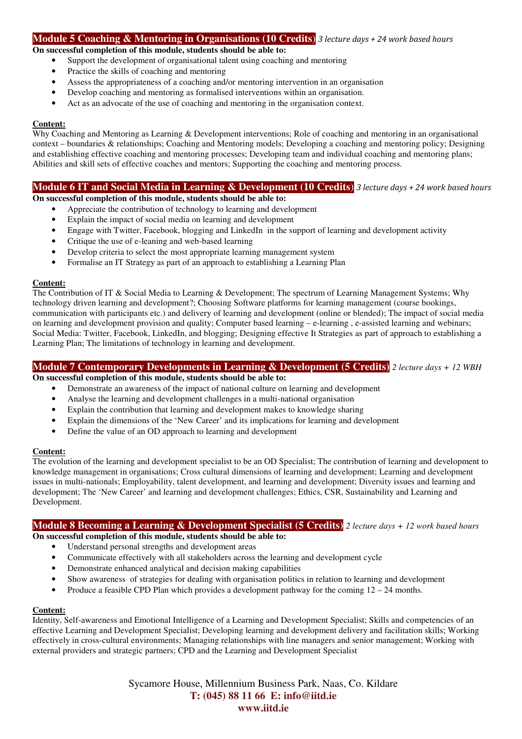## Module 5 Coaching & Mentoring in Organisations (10 Credits) *3 lecture days + 24 work based hours*

**On successful completion of this module, students should be able to:**

- Support the development of organisational talent using coaching and mentoring
- Practice the skills of coaching and mentoring
- Assess the appropriateness of a coaching and/or mentoring intervention in an organisation
- Develop coaching and mentoring as formalised interventions within an organisation.
- Act as an advocate of the use of coaching and mentoring in the organisation context.

**Content:**

Why Coaching and Mentoring as Learning & Development interventions; Role of coaching and mentoring in an organisational context – boundaries & relationships; Coaching and Mentoring models; Developing a coaching and mentoring policy; Designing and establishing effective coaching and mentoring processes; Developing team and individual coaching and mentoring plans; Abilities and skill sets of effective coaches and mentors; Supporting the coaching and mentoring process.

## Module 6 IT and Social Media in Learning & Development (10 Credits) *3 lecture days + 24 work based hours*

**On successful completion of this module, students should be able to:**

- Appreciate the contribution of technology to learning and development
- Explain the impact of social media on learning and development
- Engage with Twitter, Facebook, blogging and LinkedIn in the support of learning and development activity
- Critique the use of e-leaning and web-based learning
- Develop criteria to select the most appropriate learning management system
- Formalise an IT Strategy as part of an approach to establishing a Learning Plan

**Content:**

The Contribution of IT & Social Media to Learning & Development; The spectrum of Learning Management Systems; Why technology driven learning and development?; Choosing Software platforms for learning management (course bookings, communication with participants etc.) and delivery of learning and development (online or blended); The impact of social media on learning and development provision and quality; Computer based learning – e-learning , e-assisted learning and webinars; Social Media: Twitter, Facebook, LinkedIn, and blogging; Designing effective It Strategies as part of approach to establishing a Learning Plan; The limitations of technology in learning and development.

## Module 7 Contemporary Developments in Learning & Development (5 Credits) *2 lecture days + 12 WBH*

**On successful completion of this module, students should be able to:**

- Demonstrate an awareness of the impact of national culture on learning and development
- Analyse the learning and development challenges in a multi-national organisation
- Explain the contribution that learning and development makes to knowledge sharing
- Explain the dimensions of the 'New Career' and its implications for learning and development
- Define the value of an OD approach to learning and development

**Content:**

The evolution of the learning and development specialist to be an OD Specialist; The contribution of learning and development to knowledge management in organisations; Cross cultural dimensions of learning and development; Learning and development issues in multi-nationals; Employability, talent development, and learning and development; Diversity issues and learning and development; The 'New Career' and learning and development challenges; Ethics, CSR, Sustainability and Learning and Development.

## Module 8 Becoming a Learning & Development Specialist (5 Credits) *2 lecture days + 12 work based hours*

**On successful completion of this module, students should be able to:**

- Understand personal strengths and development areas
- Communicate effectively with all stakeholders across the learning and development cycle
- Demonstrate enhanced analytical and decision making capabilities
- Show awareness of strategies for dealing with organisation politics in relation to learning and development
- Produce a feasible CPD Plan which provides a development pathway for the coming 12 – 24 months.

**Content:**

Identity, Self-awareness and Emotional Intelligence of a Learning and Development Specialist; Skills and competencies of an effective Learning and Development Specialist; Developing learning and development delivery and facilitation skills; Working effectively in cross-cultural environments; Managing relationships with line managers and senior management; Working with external providers and strategic partners; CPD and the Learning and Development Specialist

Sycamore House, Millennium Business Park, Naas, Co. Kildare
**T: (045) 88 11 66 E: info@iitd.ie**
**www.iitd.ie**